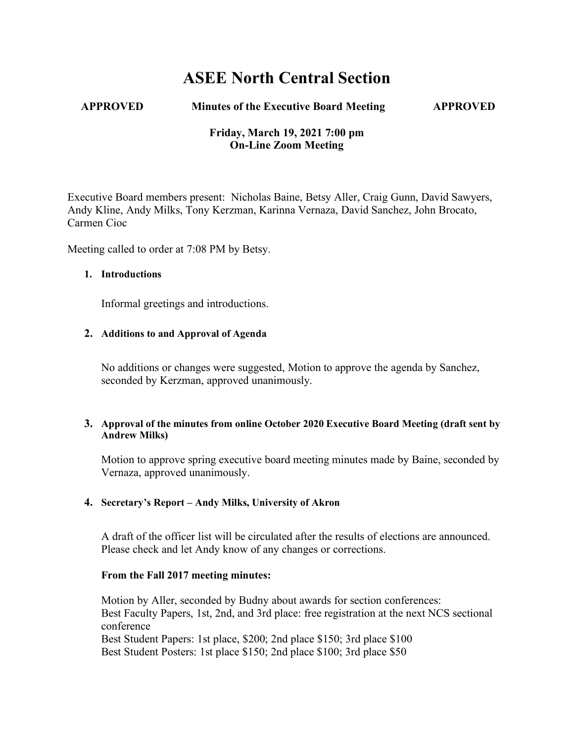# ASEE North Central Section

**APPROVED Minutes of the Executive Board Meeting APPROVED**

**Friday, March 19, 2021 7:00 pm**
**On-Line Zoom Meeting**

Executive Board members present: Nicholas Baine, Betsy Aller, Craig Gunn, David Sawyers, Andy Kline, Andy Milks, Tony Kerzman, Karinna Vernaza, David Sanchez, John Brocato, Carmen Cioc

Meeting called to order at 7:08 PM by Betsy.

1. **Introductions**

   Informal greetings and introductions.

2. **Additions to and Approval of Agenda**

   No additions or changes were suggested, Motion to approve the agenda by Sanchez, seconded by Kerzman, approved unanimously.

3. **Approval of the minutes from online October 2020 Executive Board Meeting (draft sent by Andrew Milks)**

   Motion to approve spring executive board meeting minutes made by Baine, seconded by Vernaza, approved unanimously.

4. **Secretary's Report – Andy Milks, University of Akron**

   A draft of the officer list will be circulated after the results of elections are announced. Please check and let Andy know of any changes or corrections.

   **From the Fall 2017 meeting minutes:**

   Motion by Aller, seconded by Budny about awards for section conferences:
   Best Faculty Papers, 1st, 2nd, and 3rd place: free registration at the next NCS sectional conference
   Best Student Papers: 1st place, $200; 2nd place $150; 3rd place $100
   Best Student Posters: 1st place $150; 2nd place $100; 3rd place $50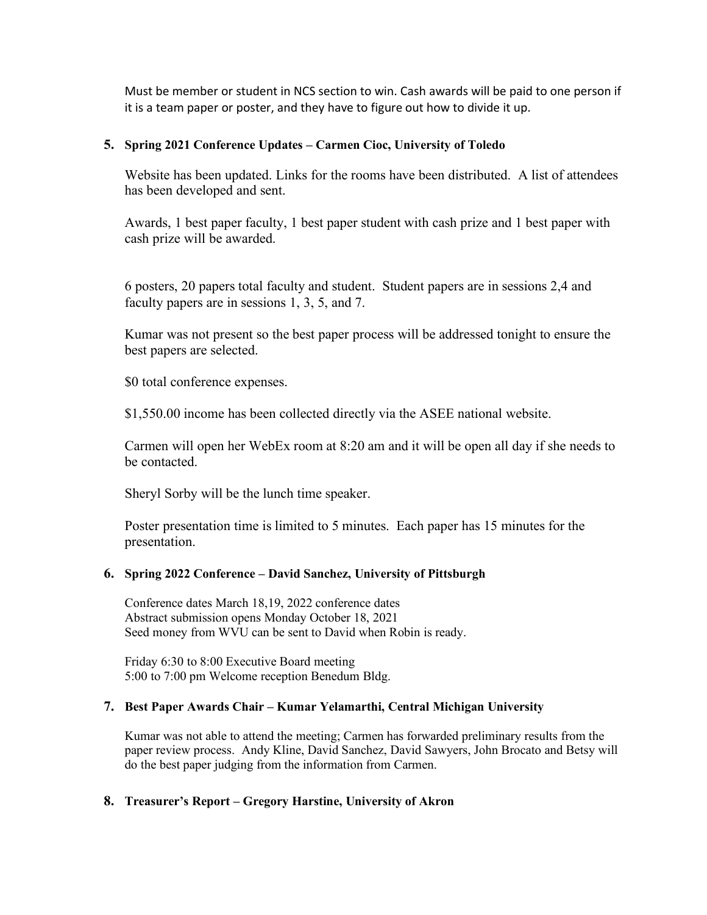Must be member or student in NCS section to win. Cash awards will be paid to one person if it is a team paper or poster, and they have to figure out how to divide it up.

**5. Spring 2021 Conference Updates – Carmen Cioc, University of Toledo**

Website has been updated. Links for the rooms have been distributed. A list of attendees has been developed and sent.

Awards, 1 best paper faculty, 1 best paper student with cash prize and 1 best paper with cash prize will be awarded.

6 posters, 20 papers total faculty and student. Student papers are in sessions 2,4 and faculty papers are in sessions 1, 3, 5, and 7.

Kumar was not present so the best paper process will be addressed tonight to ensure the best papers are selected.

$0 total conference expenses.

$1,550.00 income has been collected directly via the ASEE national website.

Carmen will open her WebEx room at 8:20 am and it will be open all day if she needs to be contacted.

Sheryl Sorby will be the lunch time speaker.

Poster presentation time is limited to 5 minutes. Each paper has 15 minutes for the presentation.

**6. Spring 2022 Conference – David Sanchez, University of Pittsburgh**

Conference dates March 18,19, 2022 conference dates
Abstract submission opens Monday October 18, 2021
Seed money from WVU can be sent to David when Robin is ready.

Friday 6:30 to 8:00 Executive Board meeting
5:00 to 7:00 pm Welcome reception Benedum Bldg.

**7. Best Paper Awards Chair – Kumar Yelamarthi, Central Michigan University**

Kumar was not able to attend the meeting; Carmen has forwarded preliminary results from the paper review process. Andy Kline, David Sanchez, David Sawyers, John Brocato and Betsy will do the best paper judging from the information from Carmen.

**8. Treasurer's Report – Gregory Harstine, University of Akron**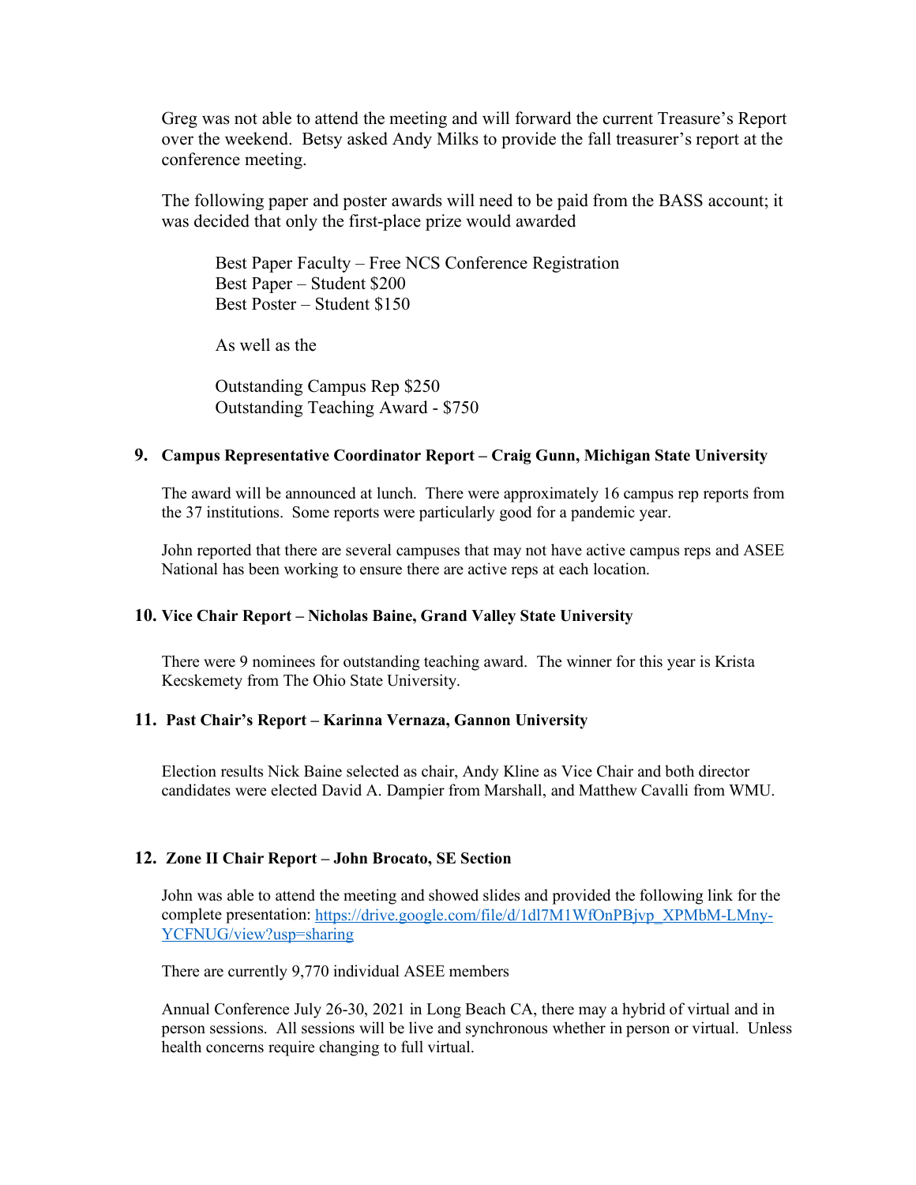Greg was not able to attend the meeting and will forward the current Treasure's Report over the weekend. Betsy asked Andy Milks to provide the fall treasurer's report at the conference meeting.

The following paper and poster awards will need to be paid from the BASS account; it was decided that only the first-place prize would awarded

> Best Paper Faculty – Free NCS Conference Registration
> Best Paper – Student $200
> Best Poster – Student $150
>
> As well as the
>
> Outstanding Campus Rep $250
> Outstanding Teaching Award - $750

### 9. Campus Representative Coordinator Report – Craig Gunn, Michigan State University

The award will be announced at lunch. There were approximately 16 campus rep reports from the 37 institutions. Some reports were particularly good for a pandemic year.

John reported that there are several campuses that may not have active campus reps and ASEE National has been working to ensure there are active reps at each location.

### 10. Vice Chair Report – Nicholas Baine, Grand Valley State University

There were 9 nominees for outstanding teaching award. The winner for this year is Krista Kecskemety from The Ohio State University.

### 11. Past Chair's Report – Karinna Vernaza, Gannon University

Election results Nick Baine selected as chair, Andy Kline as Vice Chair and both director candidates were elected David A. Dampier from Marshall, and Matthew Cavalli from WMU.

### 12. Zone II Chair Report – John Brocato, SE Section

John was able to attend the meeting and showed slides and provided the following link for the complete presentation: [https://drive.google.com/file/d/1dl7M1WfOnPBjvp_XPMbM-LMny-YCFNUG/view?usp=sharing](https://drive.google.com/file/d/1dl7M1WfOnPBjvp_XPMbM-LMny-YCFNUG/view?usp=sharing)

There are currently 9,770 individual ASEE members

Annual Conference July 26-30, 2021 in Long Beach CA, there may a hybrid of virtual and in person sessions. All sessions will be live and synchronous whether in person or virtual. Unless health concerns require changing to full virtual.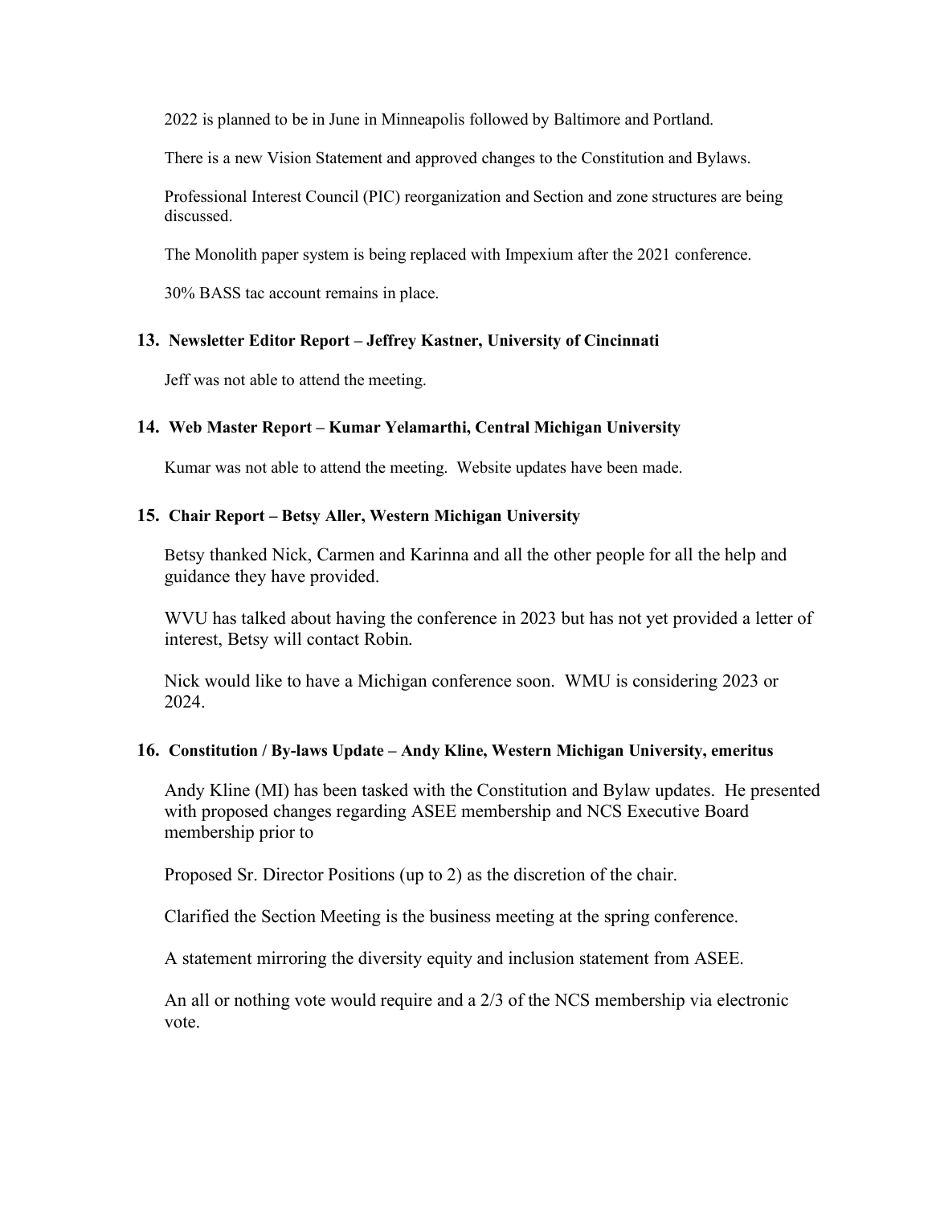2022 is planned to be in June in Minneapolis followed by Baltimore and Portland.

There is a new Vision Statement and approved changes to the Constitution and Bylaws.

Professional Interest Council (PIC) reorganization and Section and zone structures are being discussed.

The Monolith paper system is being replaced with Impexium after the 2021 conference.

30% BASS tac account remains in place.

**13. Newsletter Editor Report – Jeffrey Kastner, University of Cincinnati**

Jeff was not able to attend the meeting.

**14. Web Master Report – Kumar Yelamarthi, Central Michigan University**

Kumar was not able to attend the meeting. Website updates have been made.

**15. Chair Report – Betsy Aller, Western Michigan University**

Betsy thanked Nick, Carmen and Karinna and all the other people for all the help and guidance they have provided.

WVU has talked about having the conference in 2023 but has not yet provided a letter of interest, Betsy will contact Robin.

Nick would like to have a Michigan conference soon. WMU is considering 2023 or 2024.

**16. Constitution / By-laws Update – Andy Kline, Western Michigan University, emeritus**

Andy Kline (MI) has been tasked with the Constitution and Bylaw updates. He presented with proposed changes regarding ASEE membership and NCS Executive Board membership prior to

Proposed Sr. Director Positions (up to 2) as the discretion of the chair.

Clarified the Section Meeting is the business meeting at the spring conference.

A statement mirroring the diversity equity and inclusion statement from ASEE.

An all or nothing vote would require and a 2/3 of the NCS membership via electronic vote.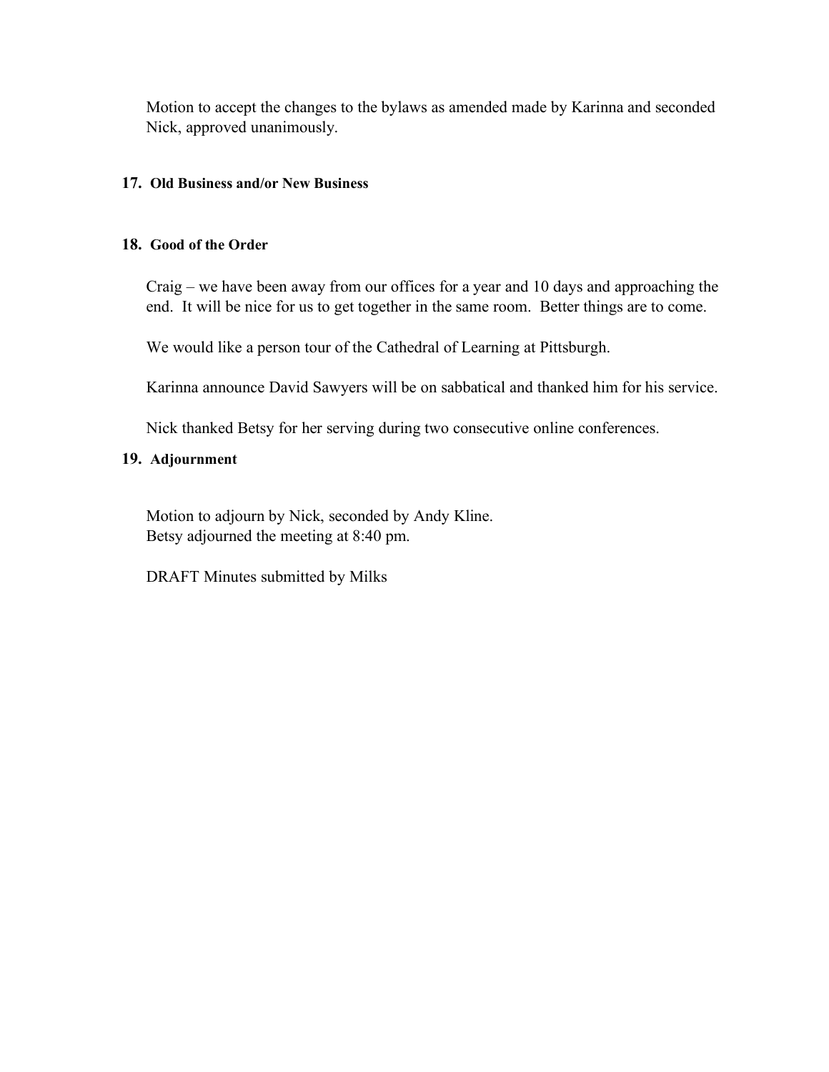Motion to accept the changes to the bylaws as amended made by Karinna and seconded Nick, approved unanimously.

**17. Old Business and/or New Business**

**18. Good of the Order**

Craig – we have been away from our offices for a year and 10 days and approaching the end. It will be nice for us to get together in the same room. Better things are to come.

We would like a person tour of the Cathedral of Learning at Pittsburgh.

Karinna announce David Sawyers will be on sabbatical and thanked him for his service.

Nick thanked Betsy for her serving during two consecutive online conferences.

**19. Adjournment**

Motion to adjourn by Nick, seconded by Andy Kline.
Betsy adjourned the meeting at 8:40 pm.

DRAFT Minutes submitted by Milks